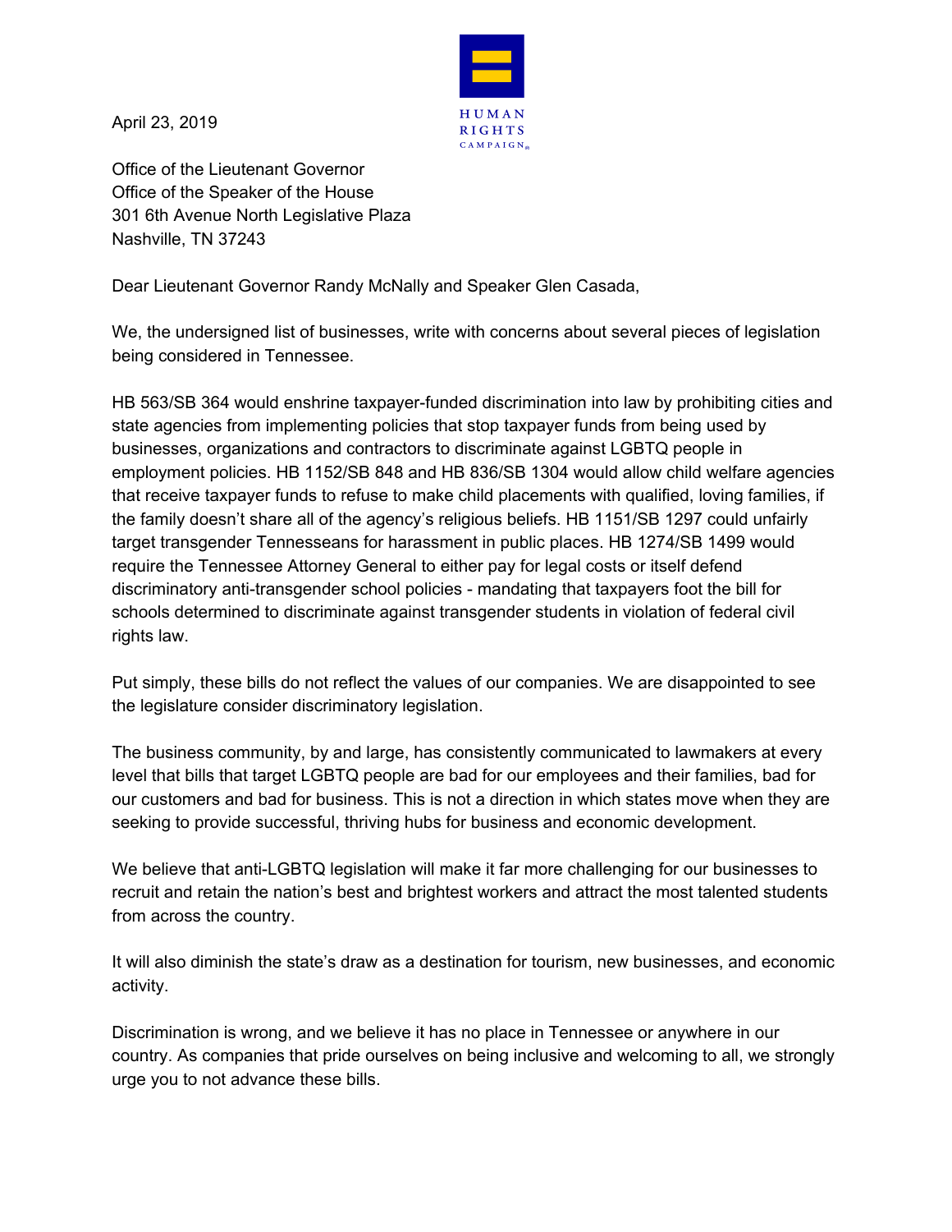HUMAN RIGHTS CAMPAIGN

April 23, 2019

Office of the Lieutenant Governor
Office of the Speaker of the House
301 6th Avenue North Legislative Plaza
Nashville, TN 37243

Dear Lieutenant Governor Randy McNally and Speaker Glen Casada,

We, the undersigned list of businesses, write with concerns about several pieces of legislation being considered in Tennessee.

HB 563/SB 364 would enshrine taxpayer-funded discrimination into law by prohibiting cities and state agencies from implementing policies that stop taxpayer funds from being used by businesses, organizations and contractors to discriminate against LGBTQ people in employment policies. HB 1152/SB 848 and HB 836/SB 1304 would allow child welfare agencies that receive taxpayer funds to refuse to make child placements with qualified, loving families, if the family doesn't share all of the agency's religious beliefs. HB 1151/SB 1297 could unfairly target transgender Tennesseans for harassment in public places. HB 1274/SB 1499 would require the Tennessee Attorney General to either pay for legal costs or itself defend discriminatory anti-transgender school policies - mandating that taxpayers foot the bill for schools determined to discriminate against transgender students in violation of federal civil rights law.

Put simply, these bills do not reflect the values of our companies. We are disappointed to see the legislature consider discriminatory legislation.

The business community, by and large, has consistently communicated to lawmakers at every level that bills that target LGBTQ people are bad for our employees and their families, bad for our customers and bad for business. This is not a direction in which states move when they are seeking to provide successful, thriving hubs for business and economic development.

We believe that anti-LGBTQ legislation will make it far more challenging for our businesses to recruit and retain the nation's best and brightest workers and attract the most talented students from across the country.

It will also diminish the state's draw as a destination for tourism, new businesses, and economic activity.

Discrimination is wrong, and we believe it has no place in Tennessee or anywhere in our country. As companies that pride ourselves on being inclusive and welcoming to all, we strongly urge you to not advance these bills.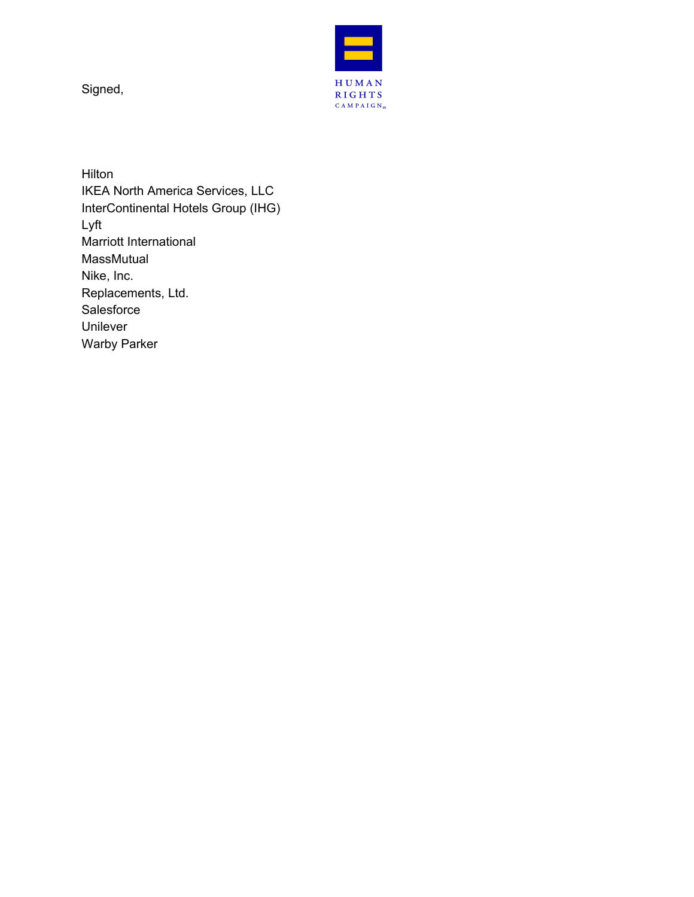Signed,

HUMAN RIGHTS CAMPAIGN

Hilton
IKEA North America Services, LLC
InterContinental Hotels Group (IHG)
Lyft
Marriott International
MassMutual
Nike, Inc.
Replacements, Ltd.
Salesforce
Unilever
Warby Parker